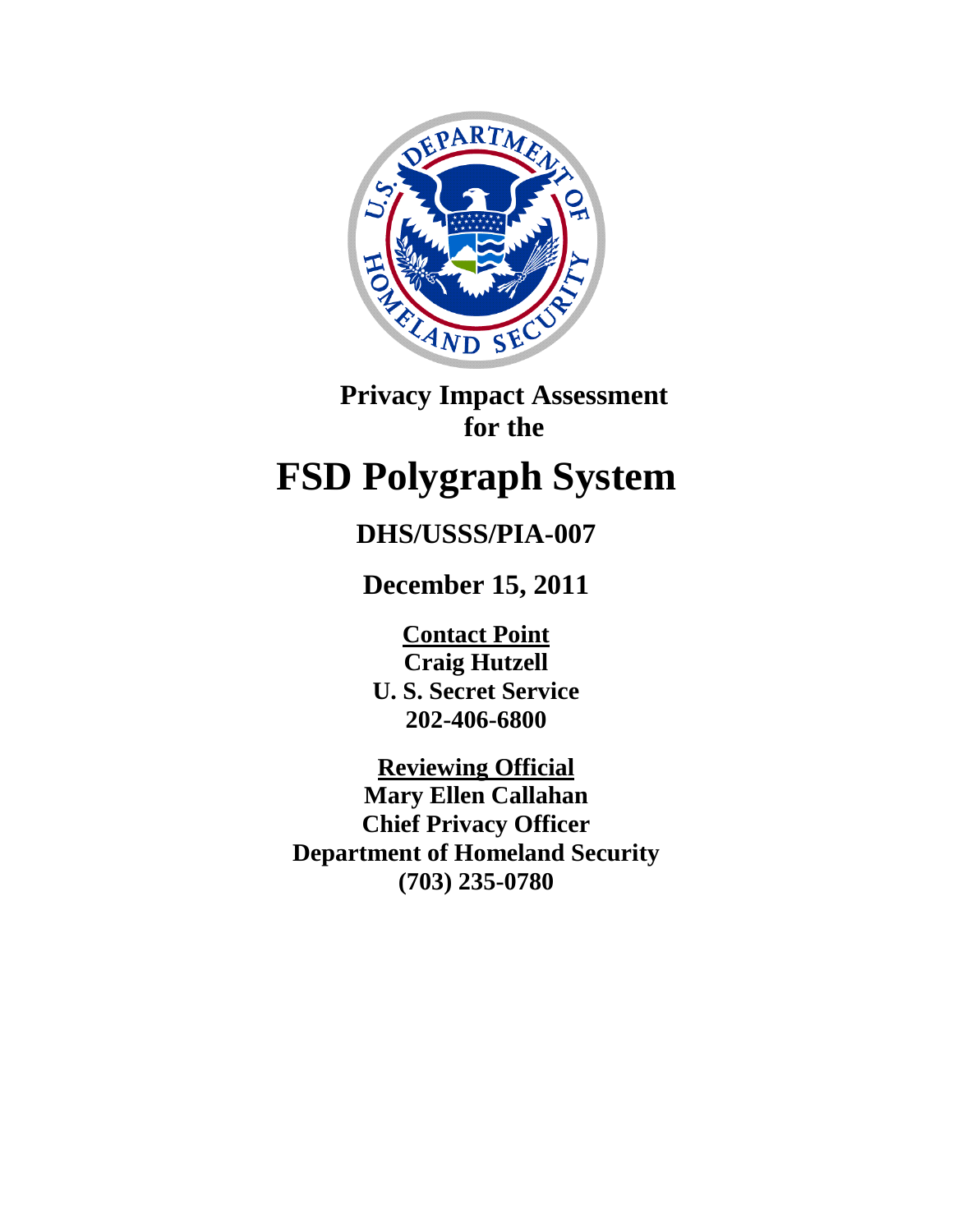# Privacy Impact Assessment for the

# FSD Polygraph System

## DHS/USSS/PIA-007

## December 15, 2011

**Contact Point**
**Craig Hutzell**
**U. S. Secret Service**
**202-406-6800**

**Reviewing Official**
**Mary Ellen Callahan**
**Chief Privacy Officer**
**Department of Homeland Security**
**(703) 235-0780**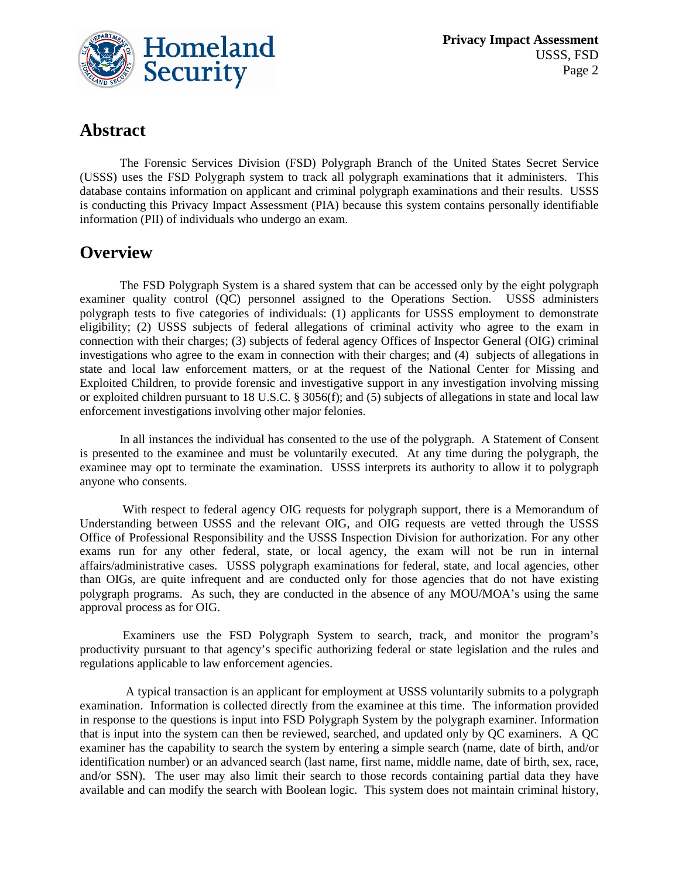## Abstract

The Forensic Services Division (FSD) Polygraph Branch of the United States Secret Service (USSS) uses the FSD Polygraph system to track all polygraph examinations that it administers. This database contains information on applicant and criminal polygraph examinations and their results. USSS is conducting this Privacy Impact Assessment (PIA) because this system contains personally identifiable information (PII) of individuals who undergo an exam.

## Overview

The FSD Polygraph System is a shared system that can be accessed only by the eight polygraph examiner quality control (QC) personnel assigned to the Operations Section. USSS administers polygraph tests to five categories of individuals: (1) applicants for USSS employment to demonstrate eligibility; (2) USSS subjects of federal allegations of criminal activity who agree to the exam in connection with their charges; (3) subjects of federal agency Offices of Inspector General (OIG) criminal investigations who agree to the exam in connection with their charges; and (4) subjects of allegations in state and local law enforcement matters, or at the request of the National Center for Missing and Exploited Children, to provide forensic and investigative support in any investigation involving missing or exploited children pursuant to 18 U.S.C. § 3056(f); and (5) subjects of allegations in state and local law enforcement investigations involving other major felonies.

In all instances the individual has consented to the use of the polygraph. A Statement of Consent is presented to the examinee and must be voluntarily executed. At any time during the polygraph, the examinee may opt to terminate the examination. USSS interprets its authority to allow it to polygraph anyone who consents.

With respect to federal agency OIG requests for polygraph support, there is a Memorandum of Understanding between USSS and the relevant OIG, and OIG requests are vetted through the USSS Office of Professional Responsibility and the USSS Inspection Division for authorization. For any other exams run for any other federal, state, or local agency, the exam will not be run in internal affairs/administrative cases. USSS polygraph examinations for federal, state, and local agencies, other than OIGs, are quite infrequent and are conducted only for those agencies that do not have existing polygraph programs. As such, they are conducted in the absence of any MOU/MOA's using the same approval process as for OIG.

Examiners use the FSD Polygraph System to search, track, and monitor the program's productivity pursuant to that agency's specific authorizing federal or state legislation and the rules and regulations applicable to law enforcement agencies.

A typical transaction is an applicant for employment at USSS voluntarily submits to a polygraph examination. Information is collected directly from the examinee at this time. The information provided in response to the questions is input into FSD Polygraph System by the polygraph examiner. Information that is input into the system can then be reviewed, searched, and updated only by QC examiners. A QC examiner has the capability to search the system by entering a simple search (name, date of birth, and/or identification number) or an advanced search (last name, first name, middle name, date of birth, sex, race, and/or SSN). The user may also limit their search to those records containing partial data they have available and can modify the search with Boolean logic. This system does not maintain criminal history,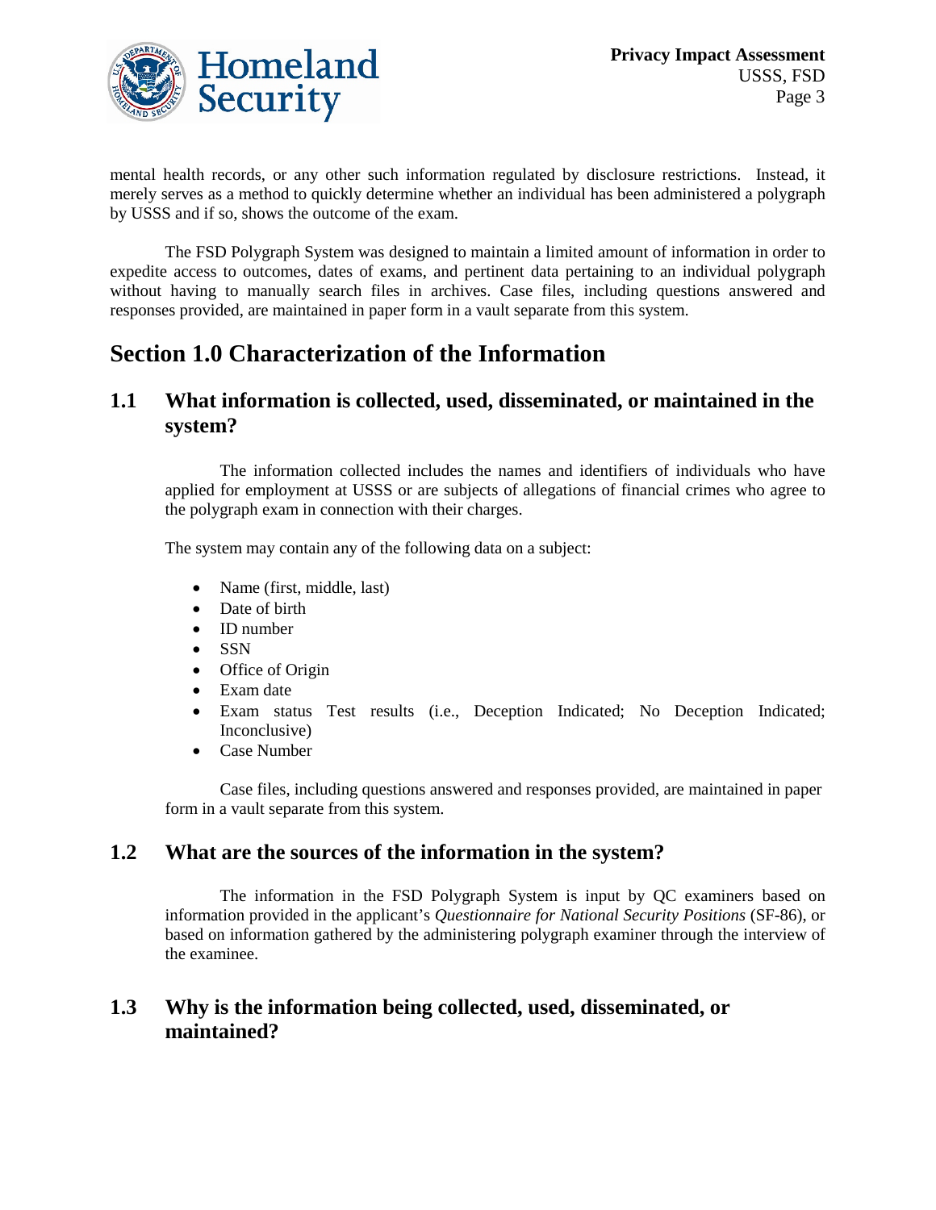mental health records, or any other such information regulated by disclosure restrictions. Instead, it merely serves as a method to quickly determine whether an individual has been administered a polygraph by USSS and if so, shows the outcome of the exam.

The FSD Polygraph System was designed to maintain a limited amount of information in order to expedite access to outcomes, dates of exams, and pertinent data pertaining to an individual polygraph without having to manually search files in archives. Case files, including questions answered and responses provided, are maintained in paper form in a vault separate from this system.

# Section 1.0 Characterization of the Information

## 1.1 What information is collected, used, disseminated, or maintained in the system?

The information collected includes the names and identifiers of individuals who have applied for employment at USSS or are subjects of allegations of financial crimes who agree to the polygraph exam in connection with their charges.

The system may contain any of the following data on a subject:

- Name (first, middle, last)
- Date of birth
- ID number
- SSN
- Office of Origin
- Exam date
- Exam status Test results (i.e., Deception Indicated; No Deception Indicated; Inconclusive)
- Case Number

Case files, including questions answered and responses provided, are maintained in paper form in a vault separate from this system.

## 1.2 What are the sources of the information in the system?

The information in the FSD Polygraph System is input by QC examiners based on information provided in the applicant's *Questionnaire for National Security Positions* (SF-86), or based on information gathered by the administering polygraph examiner through the interview of the examinee.

## 1.3 Why is the information being collected, used, disseminated, or maintained?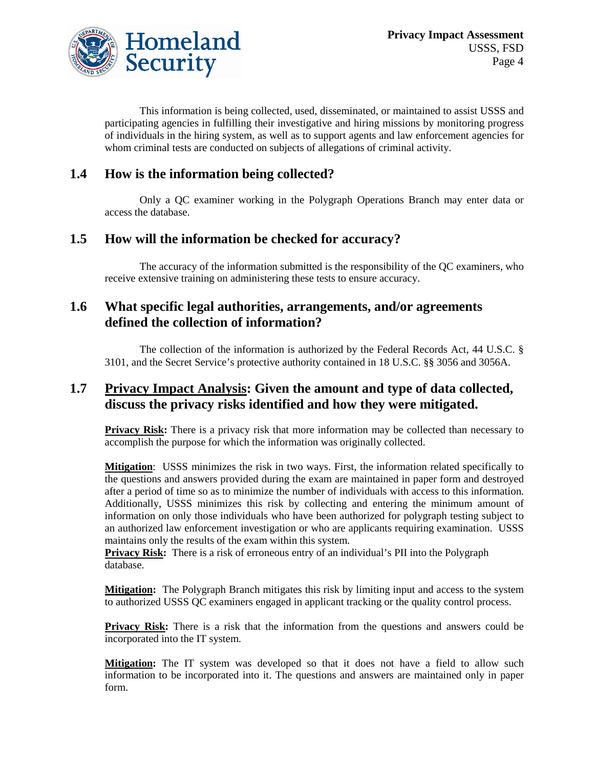This information is being collected, used, disseminated, or maintained to assist USSS and participating agencies in fulfilling their investigative and hiring missions by monitoring progress of individuals in the hiring system, as well as to support agents and law enforcement agencies for whom criminal tests are conducted on subjects of allegations of criminal activity.

## 1.4 How is the information being collected?

Only a QC examiner working in the Polygraph Operations Branch may enter data or access the database.

## 1.5 How will the information be checked for accuracy?

The accuracy of the information submitted is the responsibility of the QC examiners, who receive extensive training on administering these tests to ensure accuracy.

## 1.6 What specific legal authorities, arrangements, and/or agreements defined the collection of information?

The collection of the information is authorized by the Federal Records Act, 44 U.S.C. § 3101, and the Secret Service's protective authority contained in 18 U.S.C. §§ 3056 and 3056A.

## 1.7 Privacy Impact Analysis: Given the amount and type of data collected, discuss the privacy risks identified and how they were mitigated.

**Privacy Risk:** There is a privacy risk that more information may be collected than necessary to accomplish the purpose for which the information was originally collected.

**Mitigation**: USSS minimizes the risk in two ways. First, the information related specifically to the questions and answers provided during the exam are maintained in paper form and destroyed after a period of time so as to minimize the number of individuals with access to this information. Additionally, USSS minimizes this risk by collecting and entering the minimum amount of information on only those individuals who have been authorized for polygraph testing subject to an authorized law enforcement investigation or who are applicants requiring examination. USSS maintains only the results of the exam within this system.

**Privacy Risk:** There is a risk of erroneous entry of an individual's PII into the Polygraph database.

**Mitigation:** The Polygraph Branch mitigates this risk by limiting input and access to the system to authorized USSS QC examiners engaged in applicant tracking or the quality control process.

**Privacy Risk:** There is a risk that the information from the questions and answers could be incorporated into the IT system.

**Mitigation:** The IT system was developed so that it does not have a field to allow such information to be incorporated into it. The questions and answers are maintained only in paper form.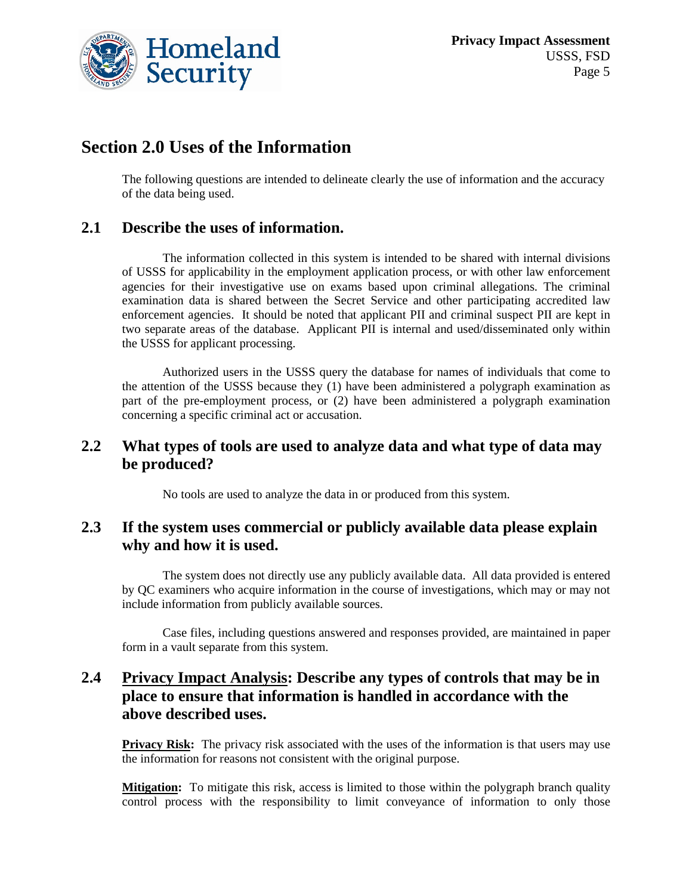# Section 2.0 Uses of the Information

The following questions are intended to delineate clearly the use of information and the accuracy of the data being used.

## 2.1 Describe the uses of information.

The information collected in this system is intended to be shared with internal divisions of USSS for applicability in the employment application process, or with other law enforcement agencies for their investigative use on exams based upon criminal allegations. The criminal examination data is shared between the Secret Service and other participating accredited law enforcement agencies. It should be noted that applicant PII and criminal suspect PII are kept in two separate areas of the database. Applicant PII is internal and used/disseminated only within the USSS for applicant processing.

Authorized users in the USSS query the database for names of individuals that come to the attention of the USSS because they (1) have been administered a polygraph examination as part of the pre-employment process, or (2) have been administered a polygraph examination concerning a specific criminal act or accusation.

## 2.2 What types of tools are used to analyze data and what type of data may be produced?

No tools are used to analyze the data in or produced from this system.

## 2.3 If the system uses commercial or publicly available data please explain why and how it is used.

The system does not directly use any publicly available data. All data provided is entered by QC examiners who acquire information in the course of investigations, which may or may not include information from publicly available sources.

Case files, including questions answered and responses provided, are maintained in paper form in a vault separate from this system.

## 2.4 Privacy Impact Analysis: Describe any types of controls that may be in place to ensure that information is handled in accordance with the above described uses.

**Privacy Risk:** The privacy risk associated with the uses of the information is that users may use the information for reasons not consistent with the original purpose.

**Mitigation:** To mitigate this risk, access is limited to those within the polygraph branch quality control process with the responsibility to limit conveyance of information to only those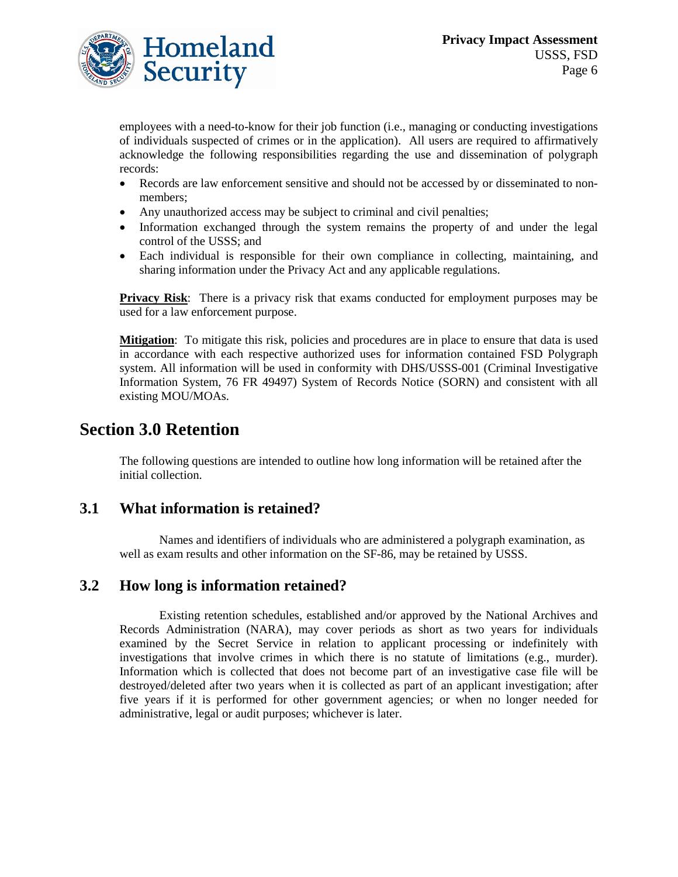employees with a need-to-know for their job function (i.e., managing or conducting investigations of individuals suspected of crimes or in the application). All users are required to affirmatively acknowledge the following responsibilities regarding the use and dissemination of polygraph records:

- Records are law enforcement sensitive and should not be accessed by or disseminated to non-members;
- Any unauthorized access may be subject to criminal and civil penalties;
- Information exchanged through the system remains the property of and under the legal control of the USSS; and
- Each individual is responsible for their own compliance in collecting, maintaining, and sharing information under the Privacy Act and any applicable regulations.

**Privacy Risk**: There is a privacy risk that exams conducted for employment purposes may be used for a law enforcement purpose.

**Mitigation**: To mitigate this risk, policies and procedures are in place to ensure that data is used in accordance with each respective authorized uses for information contained FSD Polygraph system. All information will be used in conformity with DHS/USSS-001 (Criminal Investigative Information System, 76 FR 49497) System of Records Notice (SORN) and consistent with all existing MOU/MOAs.

# Section 3.0 Retention

The following questions are intended to outline how long information will be retained after the initial collection.

## 3.1 What information is retained?

Names and identifiers of individuals who are administered a polygraph examination, as well as exam results and other information on the SF-86, may be retained by USSS.

## 3.2 How long is information retained?

Existing retention schedules, established and/or approved by the National Archives and Records Administration (NARA), may cover periods as short as two years for individuals examined by the Secret Service in relation to applicant processing or indefinitely with investigations that involve crimes in which there is no statute of limitations (e.g., murder). Information which is collected that does not become part of an investigative case file will be destroyed/deleted after two years when it is collected as part of an applicant investigation; after five years if it is performed for other government agencies; or when no longer needed for administrative, legal or audit purposes; whichever is later.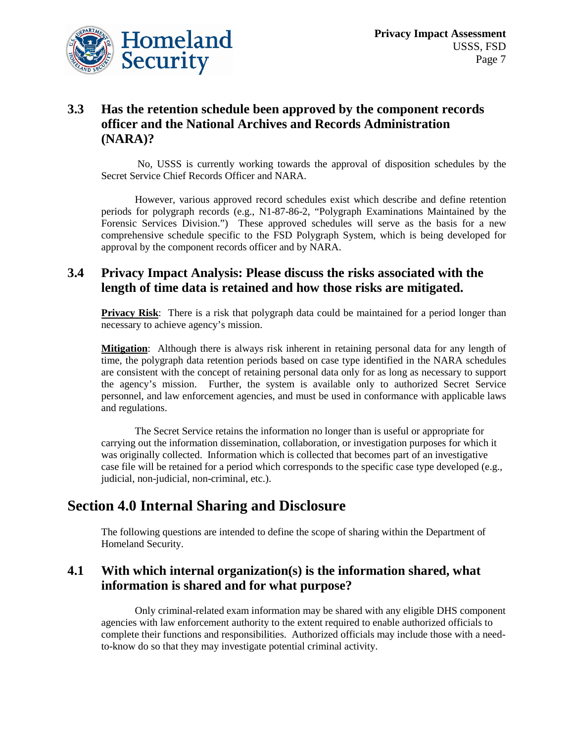### 3.3 Has the retention schedule been approved by the component records officer and the National Archives and Records Administration (NARA)?

No, USSS is currently working towards the approval of disposition schedules by the Secret Service Chief Records Officer and NARA.

However, various approved record schedules exist which describe and define retention periods for polygraph records (e.g., N1-87-86-2, "Polygraph Examinations Maintained by the Forensic Services Division.") These approved schedules will serve as the basis for a new comprehensive schedule specific to the FSD Polygraph System, which is being developed for approval by the component records officer and by NARA.

### 3.4 Privacy Impact Analysis: Please discuss the risks associated with the length of time data is retained and how those risks are mitigated.

**Privacy Risk**: There is a risk that polygraph data could be maintained for a period longer than necessary to achieve agency's mission.

**Mitigation**: Although there is always risk inherent in retaining personal data for any length of time, the polygraph data retention periods based on case type identified in the NARA schedules are consistent with the concept of retaining personal data only for as long as necessary to support the agency's mission. Further, the system is available only to authorized Secret Service personnel, and law enforcement agencies, and must be used in conformance with applicable laws and regulations.

The Secret Service retains the information no longer than is useful or appropriate for carrying out the information dissemination, collaboration, or investigation purposes for which it was originally collected. Information which is collected that becomes part of an investigative case file will be retained for a period which corresponds to the specific case type developed (e.g., judicial, non-judicial, non-criminal, etc.).

## Section 4.0 Internal Sharing and Disclosure

The following questions are intended to define the scope of sharing within the Department of Homeland Security.

### 4.1 With which internal organization(s) is the information shared, what information is shared and for what purpose?

Only criminal-related exam information may be shared with any eligible DHS component agencies with law enforcement authority to the extent required to enable authorized officials to complete their functions and responsibilities. Authorized officials may include those with a need-to-know do so that they may investigate potential criminal activity.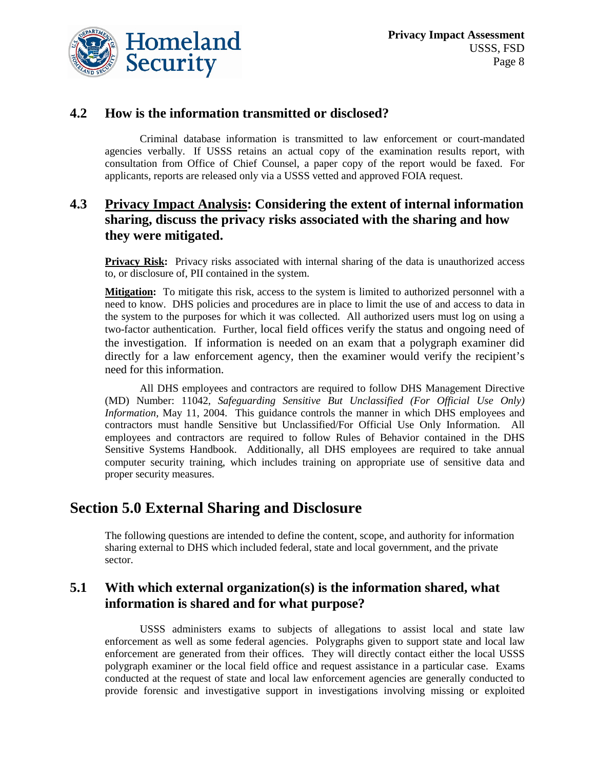## 4.2 How is the information transmitted or disclosed?

Criminal database information is transmitted to law enforcement or court-mandated agencies verbally. If USSS retains an actual copy of the examination results report, with consultation from Office of Chief Counsel, a paper copy of the report would be faxed. For applicants, reports are released only via a USSS vetted and approved FOIA request.

## 4.3 Privacy Impact Analysis: Considering the extent of internal information sharing, discuss the privacy risks associated with the sharing and how they were mitigated.

**Privacy Risk:** Privacy risks associated with internal sharing of the data is unauthorized access to, or disclosure of, PII contained in the system.

**Mitigation:** To mitigate this risk, access to the system is limited to authorized personnel with a need to know. DHS policies and procedures are in place to limit the use of and access to data in the system to the purposes for which it was collected. All authorized users must log on using a two-factor authentication. Further, local field offices verify the status and ongoing need of the investigation. If information is needed on an exam that a polygraph examiner did directly for a law enforcement agency, then the examiner would verify the recipient's need for this information.

All DHS employees and contractors are required to follow DHS Management Directive (MD) Number: 11042, *Safeguarding Sensitive But Unclassified (For Official Use Only) Information*, May 11, 2004. This guidance controls the manner in which DHS employees and contractors must handle Sensitive but Unclassified/For Official Use Only Information. All employees and contractors are required to follow Rules of Behavior contained in the DHS Sensitive Systems Handbook. Additionally, all DHS employees are required to take annual computer security training, which includes training on appropriate use of sensitive data and proper security measures.

# Section 5.0 External Sharing and Disclosure

The following questions are intended to define the content, scope, and authority for information sharing external to DHS which included federal, state and local government, and the private sector.

## 5.1 With which external organization(s) is the information shared, what information is shared and for what purpose?

USSS administers exams to subjects of allegations to assist local and state law enforcement as well as some federal agencies. Polygraphs given to support state and local law enforcement are generated from their offices. They will directly contact either the local USSS polygraph examiner or the local field office and request assistance in a particular case. Exams conducted at the request of state and local law enforcement agencies are generally conducted to provide forensic and investigative support in investigations involving missing or exploited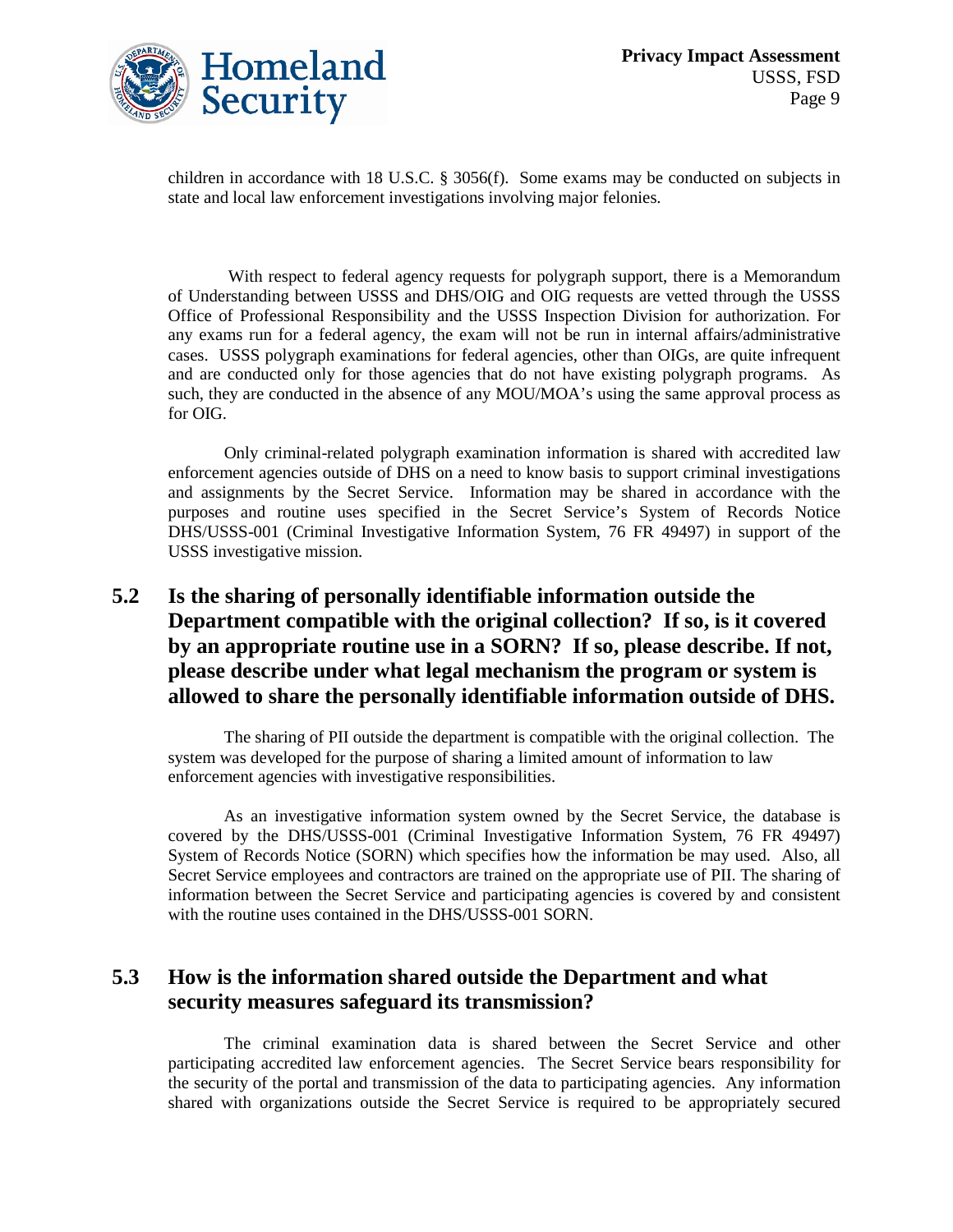children in accordance with 18 U.S.C. § 3056(f). Some exams may be conducted on subjects in state and local law enforcement investigations involving major felonies.

With respect to federal agency requests for polygraph support, there is a Memorandum of Understanding between USSS and DHS/OIG and OIG requests are vetted through the USSS Office of Professional Responsibility and the USSS Inspection Division for authorization. For any exams run for a federal agency, the exam will not be run in internal affairs/administrative cases. USSS polygraph examinations for federal agencies, other than OIGs, are quite infrequent and are conducted only for those agencies that do not have existing polygraph programs. As such, they are conducted in the absence of any MOU/MOA's using the same approval process as for OIG.

Only criminal-related polygraph examination information is shared with accredited law enforcement agencies outside of DHS on a need to know basis to support criminal investigations and assignments by the Secret Service. Information may be shared in accordance with the purposes and routine uses specified in the Secret Service's System of Records Notice DHS/USSS-001 (Criminal Investigative Information System, 76 FR 49497) in support of the USSS investigative mission.

## 5.2 Is the sharing of personally identifiable information outside the Department compatible with the original collection? If so, is it covered by an appropriate routine use in a SORN? If so, please describe. If not, please describe under what legal mechanism the program or system is allowed to share the personally identifiable information outside of DHS.

The sharing of PII outside the department is compatible with the original collection. The system was developed for the purpose of sharing a limited amount of information to law enforcement agencies with investigative responsibilities.

As an investigative information system owned by the Secret Service, the database is covered by the DHS/USSS-001 (Criminal Investigative Information System, 76 FR 49497) System of Records Notice (SORN) which specifies how the information be may used. Also, all Secret Service employees and contractors are trained on the appropriate use of PII. The sharing of information between the Secret Service and participating agencies is covered by and consistent with the routine uses contained in the DHS/USSS-001 SORN.

## 5.3 How is the information shared outside the Department and what security measures safeguard its transmission?

The criminal examination data is shared between the Secret Service and other participating accredited law enforcement agencies. The Secret Service bears responsibility for the security of the portal and transmission of the data to participating agencies. Any information shared with organizations outside the Secret Service is required to be appropriately secured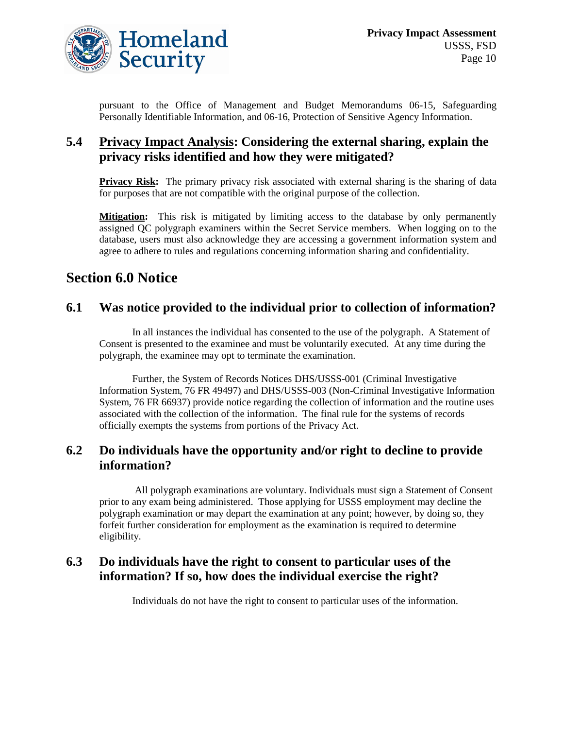pursuant to the Office of Management and Budget Memorandums 06-15, Safeguarding Personally Identifiable Information, and 06-16, Protection of Sensitive Agency Information.

### 5.4 Privacy Impact Analysis: Considering the external sharing, explain the privacy risks identified and how they were mitigated?

**Privacy Risk:** The primary privacy risk associated with external sharing is the sharing of data for purposes that are not compatible with the original purpose of the collection.

**Mitigation:** This risk is mitigated by limiting access to the database by only permanently assigned QC polygraph examiners within the Secret Service members. When logging on to the database, users must also acknowledge they are accessing a government information system and agree to adhere to rules and regulations concerning information sharing and confidentiality.

## Section 6.0 Notice

### 6.1 Was notice provided to the individual prior to collection of information?

In all instances the individual has consented to the use of the polygraph. A Statement of Consent is presented to the examinee and must be voluntarily executed. At any time during the polygraph, the examinee may opt to terminate the examination.

Further, the System of Records Notices DHS/USSS-001 (Criminal Investigative Information System, 76 FR 49497) and DHS/USSS-003 (Non-Criminal Investigative Information System, 76 FR 66937) provide notice regarding the collection of information and the routine uses associated with the collection of the information. The final rule for the systems of records officially exempts the systems from portions of the Privacy Act.

### 6.2 Do individuals have the opportunity and/or right to decline to provide information?

All polygraph examinations are voluntary. Individuals must sign a Statement of Consent prior to any exam being administered. Those applying for USSS employment may decline the polygraph examination or may depart the examination at any point; however, by doing so, they forfeit further consideration for employment as the examination is required to determine eligibility.

### 6.3 Do individuals have the right to consent to particular uses of the information? If so, how does the individual exercise the right?

Individuals do not have the right to consent to particular uses of the information.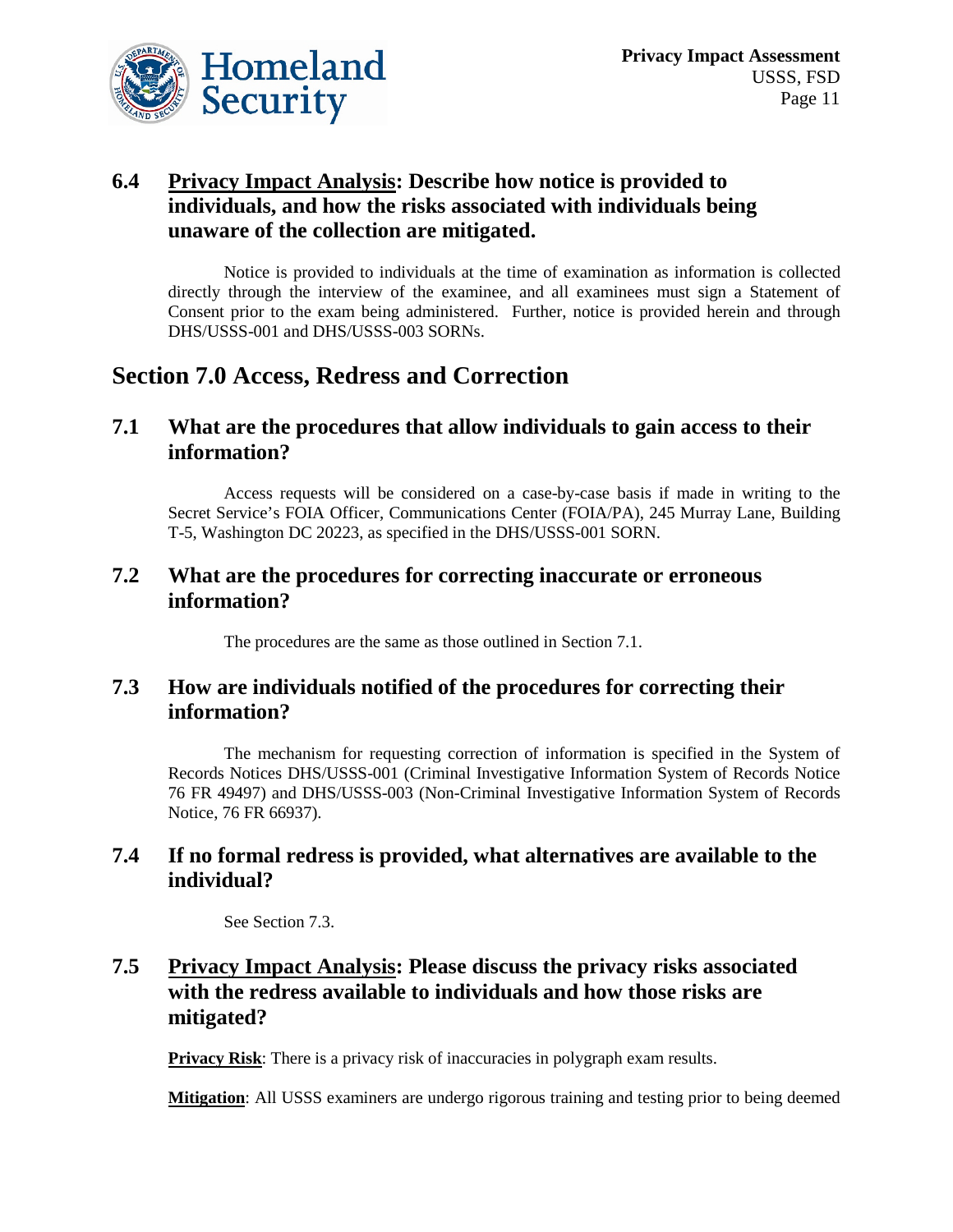### 6.4 Privacy Impact Analysis: Describe how notice is provided to individuals, and how the risks associated with individuals being unaware of the collection are mitigated.

Notice is provided to individuals at the time of examination as information is collected directly through the interview of the examinee, and all examinees must sign a Statement of Consent prior to the exam being administered. Further, notice is provided herein and through DHS/USSS-001 and DHS/USSS-003 SORNs.

## Section 7.0 Access, Redress and Correction

### 7.1 What are the procedures that allow individuals to gain access to their information?

Access requests will be considered on a case-by-case basis if made in writing to the Secret Service's FOIA Officer, Communications Center (FOIA/PA), 245 Murray Lane, Building T-5, Washington DC 20223, as specified in the DHS/USSS-001 SORN.

### 7.2 What are the procedures for correcting inaccurate or erroneous information?

The procedures are the same as those outlined in Section 7.1.

### 7.3 How are individuals notified of the procedures for correcting their information?

The mechanism for requesting correction of information is specified in the System of Records Notices DHS/USSS-001 (Criminal Investigative Information System of Records Notice 76 FR 49497) and DHS/USSS-003 (Non-Criminal Investigative Information System of Records Notice, 76 FR 66937).

### 7.4 If no formal redress is provided, what alternatives are available to the individual?

See Section 7.3.

### 7.5 Privacy Impact Analysis: Please discuss the privacy risks associated with the redress available to individuals and how those risks are mitigated?

**Privacy Risk**: There is a privacy risk of inaccuracies in polygraph exam results.

**Mitigation**: All USSS examiners are undergo rigorous training and testing prior to being deemed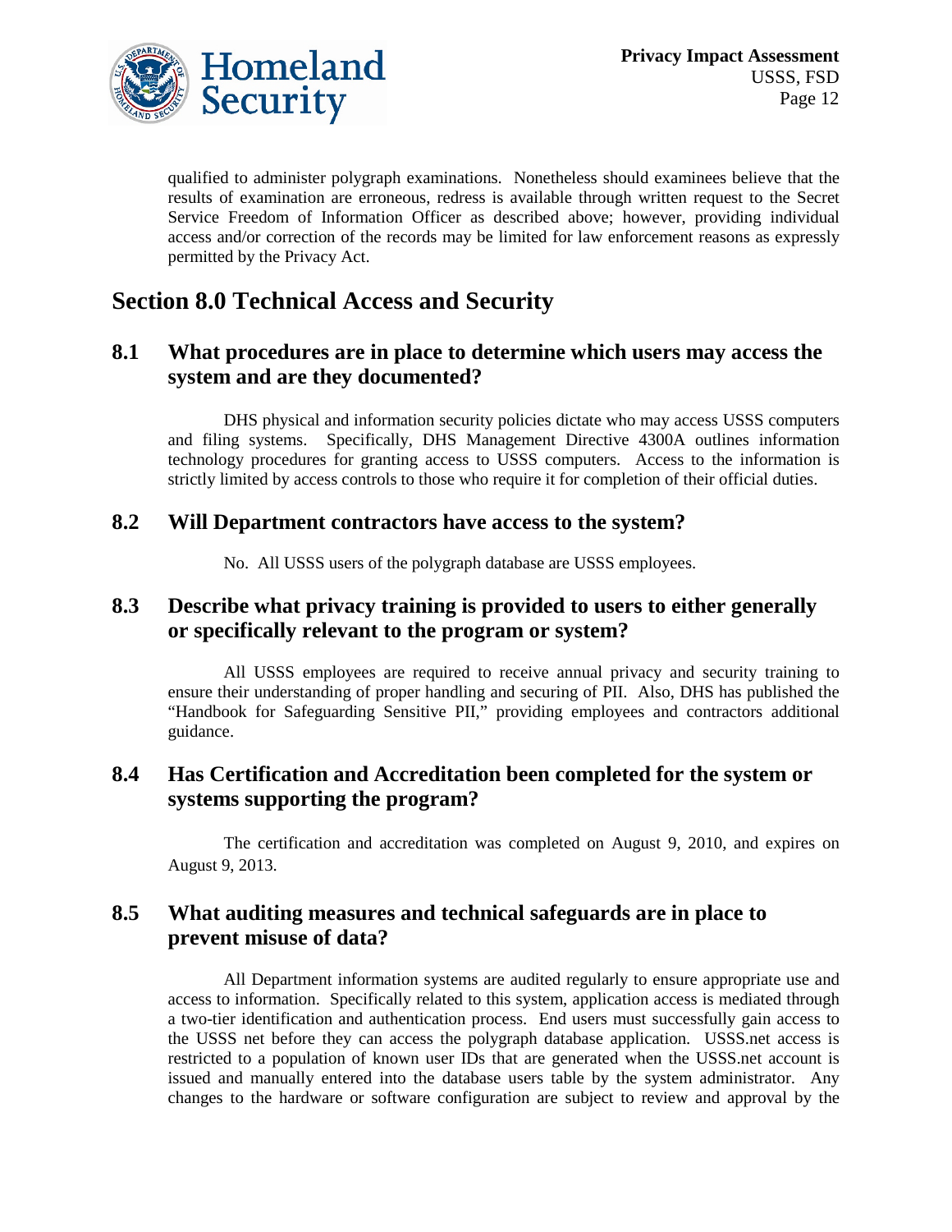qualified to administer polygraph examinations. Nonetheless should examinees believe that the results of examination are erroneous, redress is available through written request to the Secret Service Freedom of Information Officer as described above; however, providing individual access and/or correction of the records may be limited for law enforcement reasons as expressly permitted by the Privacy Act.

# Section 8.0 Technical Access and Security

## 8.1 What procedures are in place to determine which users may access the system and are they documented?

DHS physical and information security policies dictate who may access USSS computers and filing systems. Specifically, DHS Management Directive 4300A outlines information technology procedures for granting access to USSS computers. Access to the information is strictly limited by access controls to those who require it for completion of their official duties.

## 8.2 Will Department contractors have access to the system?

No. All USSS users of the polygraph database are USSS employees.

## 8.3 Describe what privacy training is provided to users to either generally or specifically relevant to the program or system?

All USSS employees are required to receive annual privacy and security training to ensure their understanding of proper handling and securing of PII. Also, DHS has published the "Handbook for Safeguarding Sensitive PII," providing employees and contractors additional guidance.

## 8.4 Has Certification and Accreditation been completed for the system or systems supporting the program?

The certification and accreditation was completed on August 9, 2010, and expires on August 9, 2013.

## 8.5 What auditing measures and technical safeguards are in place to prevent misuse of data?

All Department information systems are audited regularly to ensure appropriate use and access to information. Specifically related to this system, application access is mediated through a two-tier identification and authentication process. End users must successfully gain access to the USSS net before they can access the polygraph database application. USSS.net access is restricted to a population of known user IDs that are generated when the USSS.net account is issued and manually entered into the database users table by the system administrator. Any changes to the hardware or software configuration are subject to review and approval by the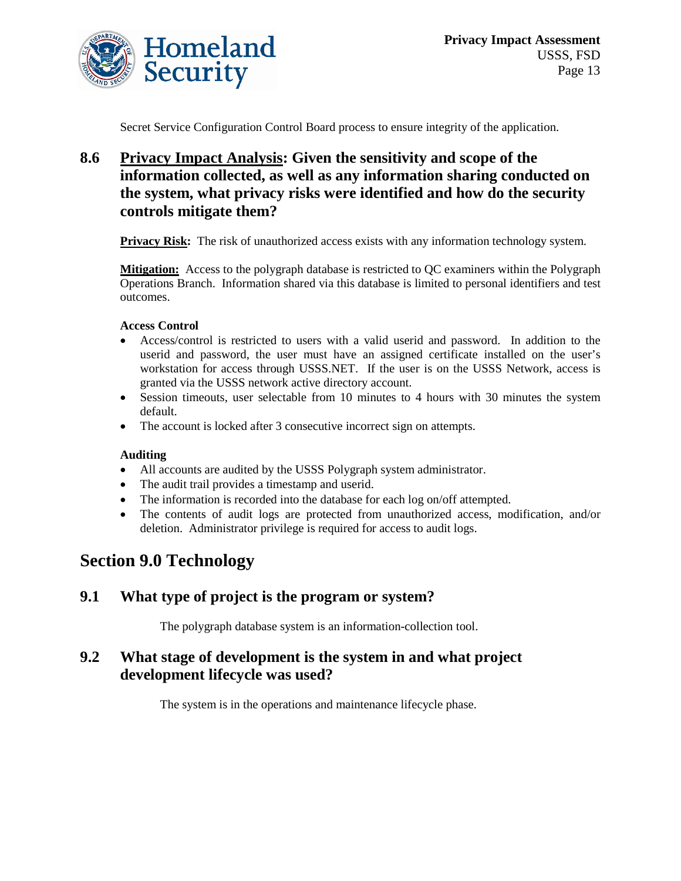Secret Service Configuration Control Board process to ensure integrity of the application.

### 8.6 Privacy Impact Analysis: Given the sensitivity and scope of the information collected, as well as any information sharing conducted on the system, what privacy risks were identified and how do the security controls mitigate them?

**Privacy Risk:** The risk of unauthorized access exists with any information technology system.

**Mitigation:** Access to the polygraph database is restricted to QC examiners within the Polygraph Operations Branch. Information shared via this database is limited to personal identifiers and test outcomes.

**Access Control**

- Access/control is restricted to users with a valid userid and password. In addition to the userid and password, the user must have an assigned certificate installed on the user's workstation for access through USSS.NET. If the user is on the USSS Network, access is granted via the USSS network active directory account.
- Session timeouts, user selectable from 10 minutes to 4 hours with 30 minutes the system default.
- The account is locked after 3 consecutive incorrect sign on attempts.

**Auditing**

- All accounts are audited by the USSS Polygraph system administrator.
- The audit trail provides a timestamp and userid.
- The information is recorded into the database for each log on/off attempted.
- The contents of audit logs are protected from unauthorized access, modification, and/or deletion. Administrator privilege is required for access to audit logs.

## Section 9.0 Technology

### 9.1 What type of project is the program or system?

The polygraph database system is an information-collection tool.

### 9.2 What stage of development is the system in and what project development lifecycle was used?

The system is in the operations and maintenance lifecycle phase.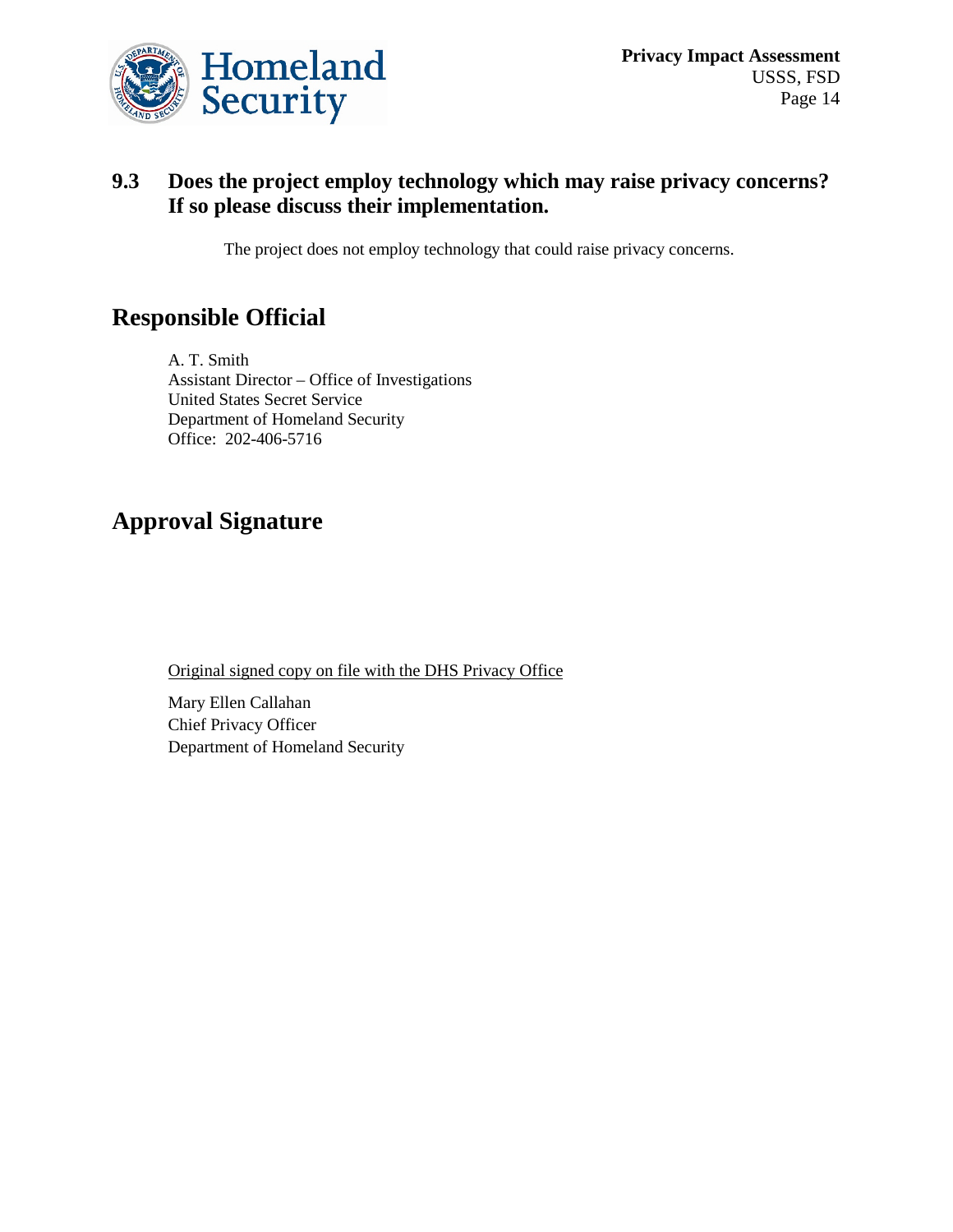### 9.3 Does the project employ technology which may raise privacy concerns? If so please discuss their implementation.

The project does not employ technology that could raise privacy concerns.

## Responsible Official

A. T. Smith
Assistant Director – Office of Investigations
United States Secret Service
Department of Homeland Security
Office: 202-406-5716

## Approval Signature

Original signed copy on file with the DHS Privacy Office

Mary Ellen Callahan
Chief Privacy Officer
Department of Homeland Security